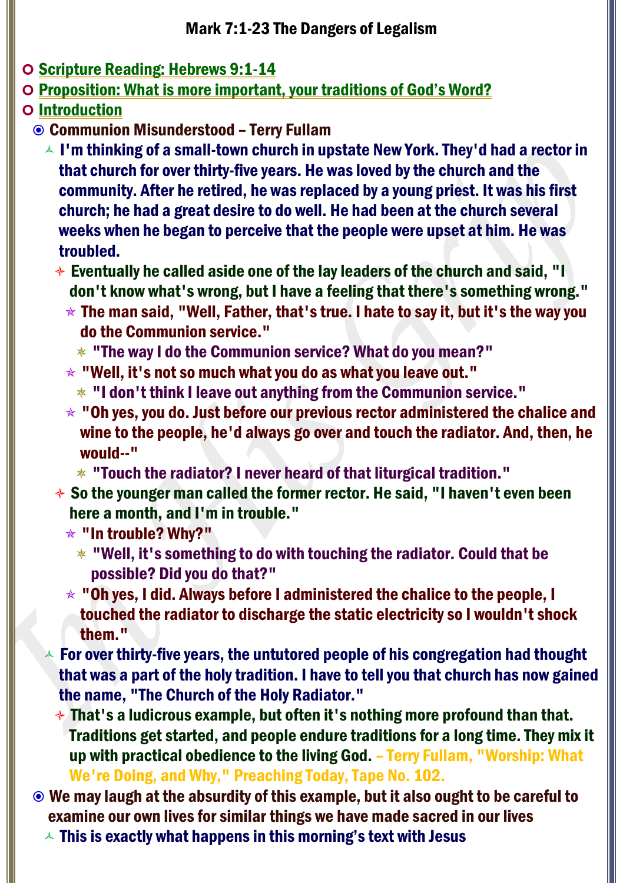# Mark 7:1-23 The Dangers of Legalism

- Scripture Reading: Hebrews 9:1-14
- Proposition: What is more important, your traditions of God's Word?
- Introduction
  - **Communion Misunderstood – Terry Fullam**
    - I'm thinking of a small-town church in upstate New York. They'd had a rector in that church for over thirty-five years. He was loved by the church and the community. After he retired, he was replaced by a young priest. It was his first church; he had a great desire to do well. He had been at the church several weeks when he began to perceive that the people were upset at him. He was troubled.
      - Eventually he called aside one of the lay leaders of the church and said, "I don't know what's wrong, but I have a feeling that there's something wrong."
        - The man said, "Well, Father, that's true. I hate to say it, but it's the way you do the Communion service."
          - "The way I do the Communion service? What do you mean?"
        - "Well, it's not so much what you do as what you leave out."
          - "I don't think I leave out anything from the Communion service."
        - "Oh yes, you do. Just before our previous rector administered the chalice and wine to the people, he'd always go over and touch the radiator. And, then, he would--"
          - "Touch the radiator? I never heard of that liturgical tradition."
      - So the younger man called the former rector. He said, "I haven't even been here a month, and I'm in trouble."
        - "In trouble? Why?"
          - "Well, it's something to do with touching the radiator. Could that be possible? Did you do that?"
        - "Oh yes, I did. Always before I administered the chalice to the people, I touched the radiator to discharge the static electricity so I wouldn't shock them."
    - For over thirty-five years, the untutored people of his congregation had thought that was a part of the holy tradition. I have to tell you that church has now gained the name, "The Church of the Holy Radiator."
      - That's a ludicrous example, but often it's nothing more profound than that. Traditions get started, and people endure traditions for a long time. They mix it up with practical obedience to the living God. – Terry Fullam, "Worship: What We're Doing, and Why," Preaching Today, Tape No. 102.
  - We may laugh at the absurdity of this example, but it also ought to be careful to examine our own lives for similar things we have made sacred in our lives
    - This is exactly what happens in this morning's text with Jesus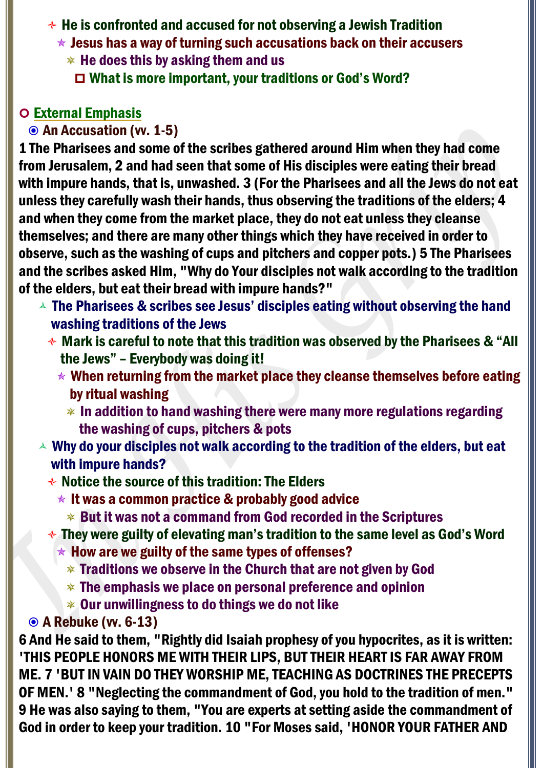- He is confronted and accused for not observing a Jewish Tradition
  - Jesus has a way of turning such accusations back on their accusers
    - He does this by asking them and us
      - What is more important, your traditions or God's Word?

- **External Emphasis**
  - **An Accusation (vv. 1-5)**

**1 The Pharisees and some of the scribes gathered around Him when they had come from Jerusalem, 2 and had seen that some of His disciples were eating their bread with impure hands, that is, unwashed. 3 (For the Pharisees and all the Jews do not eat unless they carefully wash their hands, thus observing the traditions of the elders; 4 and when they come from the market place, they do not eat unless they cleanse themselves; and there are many other things which they have received in order to observe, such as the washing of cups and pitchers and copper pots.) 5 The Pharisees and the scribes asked Him, "Why do Your disciples not walk according to the tradition of the elders, but eat their bread with impure hands?"**

- The Pharisees & scribes see Jesus' disciples eating without observing the hand washing traditions of the Jews
  - Mark is careful to note that this tradition was observed by the Pharisees & "All the Jews" – Everybody was doing it!
    - When returning from the market place they cleanse themselves before eating by ritual washing
      - In addition to hand washing there were many more regulations regarding the washing of cups, pitchers & pots
- Why do your disciples not walk according to the tradition of the elders, but eat with impure hands?
  - Notice the source of this tradition: The Elders
    - It was a common practice & probably good advice
      - But it was not a command from God recorded in the Scriptures
  - They were guilty of elevating man's tradition to the same level as God's Word
    - How are we guilty of the same types of offenses?
      - Traditions we observe in the Church that are not given by God
      - The emphasis we place on personal preference and opinion
      - Our unwillingness to do things we do not like

- **A Rebuke (vv. 6-13)**

**6 And He said to them, "Rightly did Isaiah prophesy of you hypocrites, as it is written: 'THIS PEOPLE HONORS ME WITH THEIR LIPS, BUT THEIR HEART IS FAR AWAY FROM ME. 7 'BUT IN VAIN DO THEY WORSHIP ME, TEACHING AS DOCTRINES THE PRECEPTS OF MEN.' 8 "Neglecting the commandment of God, you hold to the tradition of men." 9 He was also saying to them, "You are experts at setting aside the commandment of God in order to keep your tradition. 10 "For Moses said, 'HONOR YOUR FATHER AND**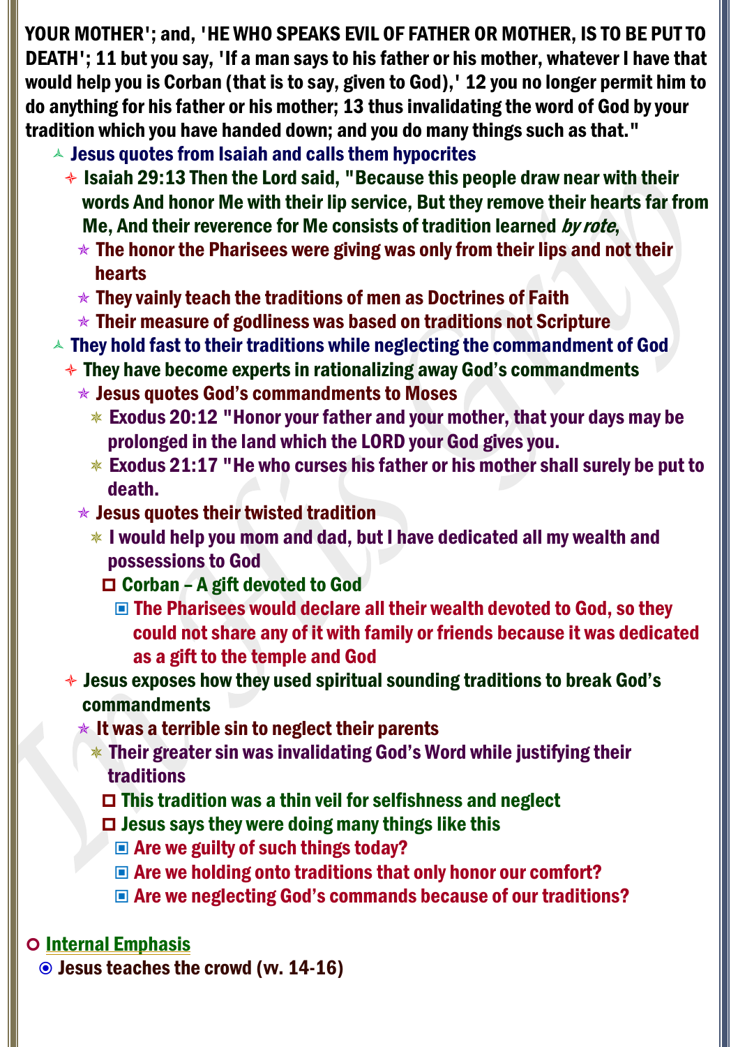**YOUR MOTHER'; and, 'HE WHO SPEAKS EVIL OF FATHER OR MOTHER, IS TO BE PUT TO DEATH'; 11 but you say, 'If a man says to his father or his mother, whatever I have that would help you is Corban (that is to say, given to God),' 12 you no longer permit him to do anything for his father or his mother; 13 thus invalidating the word of God by your tradition which you have handed down; and you do many things such as that."**

- **Jesus quotes from Isaiah and calls them hypocrites**
  - **Isaiah 29:13 Then the Lord said, "Because this people draw near with their words And honor Me with their lip service, But they remove their hearts far from Me, And their reverence for Me consists of tradition learned *by rote*,**
    - **The honor the Pharisees were giving was only from their lips and not their hearts**
    - **They vainly teach the traditions of men as Doctrines of Faith**
    - **Their measure of godliness was based on traditions not Scripture**
- **They hold fast to their traditions while neglecting the commandment of God**
  - **They have become experts in rationalizing away God's commandments**
    - **Jesus quotes God's commandments to Moses**
      - **Exodus 20:12 "Honor your father and your mother, that your days may be prolonged in the land which the LORD your God gives you.**
      - **Exodus 21:17 "He who curses his father or his mother shall surely be put to death.**
    - **Jesus quotes their twisted tradition**
      - **I would help you mom and dad, but I have dedicated all my wealth and possessions to God**
        - **Corban – A gift devoted to God**
          - **The Pharisees would declare all their wealth devoted to God, so they could not share any of it with family or friends because it was dedicated as a gift to the temple and God**
  - **Jesus exposes how they used spiritual sounding traditions to break God's commandments**
    - **It was a terrible sin to neglect their parents**
      - **Their greater sin was invalidating God's Word while justifying their traditions**
        - **This tradition was a thin veil for selfishness and neglect**
        - **Jesus says they were doing many things like this**
          - **Are we guilty of such things today?**
          - **Are we holding onto traditions that only honor our comfort?**
          - **Are we neglecting God's commands because of our traditions?**

- **<u>Internal Emphasis</u>**
  - **Jesus teaches the crowd (vv. 14-16)**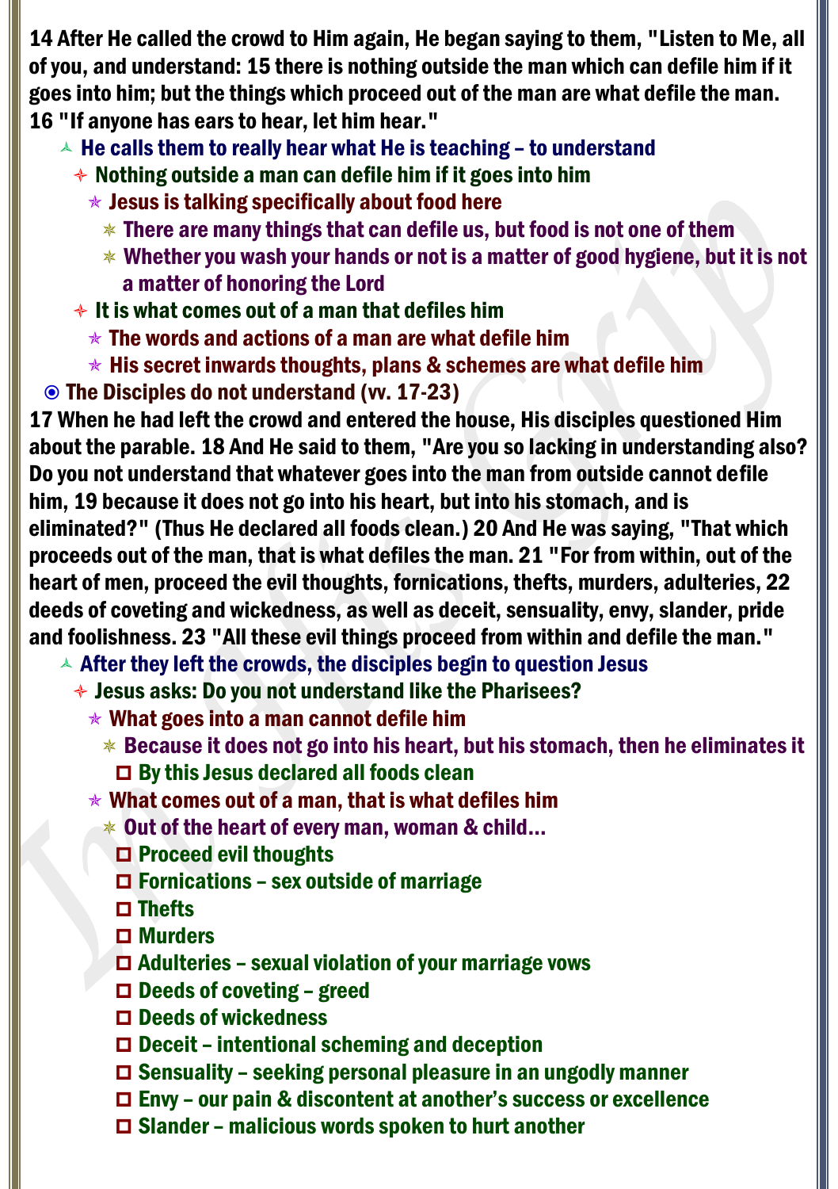14 After He called the crowd to Him again, He began saying to them, "Listen to Me, all of you, and understand: 15 there is nothing outside the man which can defile him if it goes into him; but the things which proceed out of the man are what defile the man. 16 "If anyone has ears to hear, let him hear."

- He calls them to really hear what He is teaching – to understand
  - Nothing outside a man can defile him if it goes into him
    - Jesus is talking specifically about food here
      - There are many things that can defile us, but food is not one of them
      - Whether you wash your hands or not is a matter of good hygiene, but it is not a matter of honoring the Lord
  - It is what comes out of a man that defiles him
    - The words and actions of a man are what defile him
    - His secret inwards thoughts, plans & schemes are what defile him

- The Disciples do not understand (vv. 17-23)

17 When he had left the crowd and entered the house, His disciples questioned Him about the parable. 18 And He said to them, "Are you so lacking in understanding also? Do you not understand that whatever goes into the man from outside cannot defile him, 19 because it does not go into his heart, but into his stomach, and is eliminated?" (Thus He declared all foods clean.) 20 And He was saying, "That which proceeds out of the man, that is what defiles the man. 21 "For from within, out of the heart of men, proceed the evil thoughts, fornications, thefts, murders, adulteries, 22 deeds of coveting and wickedness, as well as deceit, sensuality, envy, slander, pride and foolishness. 23 "All these evil things proceed from within and defile the man."

- After they left the crowds, the disciples begin to question Jesus
  - Jesus asks: Do you not understand like the Pharisees?
    - What goes into a man cannot defile him
      - Because it does not go into his heart, but his stomach, then he eliminates it
        - By this Jesus declared all foods clean
    - What comes out of a man, that is what defiles him
      - Out of the heart of every man, woman & child…
        - Proceed evil thoughts
        - Fornications – sex outside of marriage
        - Thefts
        - Murders
        - Adulteries – sexual violation of your marriage vows
        - Deeds of coveting – greed
        - Deeds of wickedness
        - Deceit – intentional scheming and deception
        - Sensuality – seeking personal pleasure in an ungodly manner
        - Envy – our pain & discontent at another's success or excellence
        - Slander – malicious words spoken to hurt another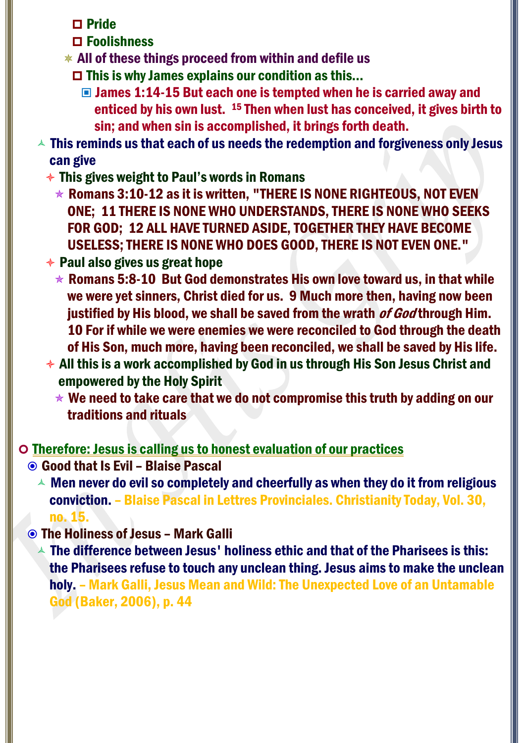- Pride
- Foolishness

- All of these things proceed from within and defile us
  - This is why James explains our condition as this…
    - James 1:14-15 But each one is tempted when he is carried away and enticed by his own lust. [15] Then when lust has conceived, it gives birth to sin; and when sin is accomplished, it brings forth death.

- This reminds us that each of us needs the redemption and forgiveness only Jesus can give
  - This gives weight to Paul's words in Romans
    - Romans 3:10-12 as it is written, "THERE IS NONE RIGHTEOUS, NOT EVEN ONE; 11 THERE IS NONE WHO UNDERSTANDS, THERE IS NONE WHO SEEKS FOR GOD; 12 ALL HAVE TURNED ASIDE, TOGETHER THEY HAVE BECOME USELESS; THERE IS NONE WHO DOES GOOD, THERE IS NOT EVEN ONE."
  - Paul also gives us great hope
    - Romans 5:8-10 But God demonstrates His own love toward us, in that while we were yet sinners, Christ died for us. 9 Much more then, having now been justified by His blood, we shall be saved from the wrath *of God* through Him. 10 For if while we were enemies we were reconciled to God through the death of His Son, much more, having been reconciled, we shall be saved by His life.
  - All this is a work accomplished by God in us through His Son Jesus Christ and empowered by the Holy Spirit
    - We need to take care that we do not compromise this truth by adding on our traditions and rituals

- **Therefore: Jesus is calling us to honest evaluation of our practices**
  - Good that Is Evil – Blaise Pascal
    - Men never do evil so completely and cheerfully as when they do it from religious conviction. – Blaise Pascal in Lettres Provinciales. Christianity Today, Vol. 30, no. 15.
  - The Holiness of Jesus – Mark Galli
    - The difference between Jesus' holiness ethic and that of the Pharisees is this: the Pharisees refuse to touch any unclean thing. Jesus aims to make the unclean holy. – Mark Galli, Jesus Mean and Wild: The Unexpected Love of an Untamable God (Baker, 2006), p. 44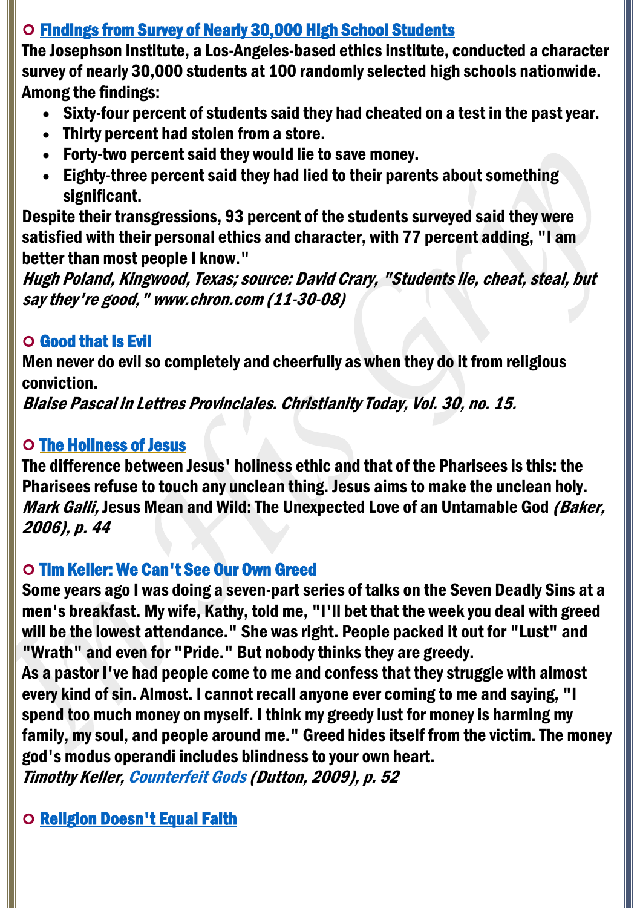### ○ Findings from Survey of Nearly 30,000 High School Students

**The Josephson Institute, a Los-Angeles-based ethics institute, conducted a character survey of nearly 30,000 students at 100 randomly selected high schools nationwide. Among the findings:**

- **Sixty-four percent of students said they had cheated on a test in the past year.**
- **Thirty percent had stolen from a store.**
- **Forty-two percent said they would lie to save money.**
- **Eighty-three percent said they had lied to their parents about something significant.**

**Despite their transgressions, 93 percent of the students surveyed said they were satisfied with their personal ethics and character, with 77 percent adding, "I am better than most people I know."**

***Hugh Poland, Kingwood, Texas; source: David Crary, "Students lie, cheat, steal, but say they're good," www.chron.com (11-30-08)***

### ○ Good that Is Evil

**Men never do evil so completely and cheerfully as when they do it from religious conviction.**

***Blaise Pascal in Lettres Provinciales. Christianity Today, Vol. 30, no. 15.***

### ○ The Holiness of Jesus

**The difference between Jesus' holiness ethic and that of the Pharisees is this: the Pharisees refuse to touch any unclean thing. Jesus aims to make the unclean holy.**

***Mark Galli,* Jesus Mean and Wild: The Unexpected Love of an Untamable God *(Baker, 2006), p. 44***

### ○ Tim Keller: We Can't See Our Own Greed

**Some years ago I was doing a seven-part series of talks on the Seven Deadly Sins at a men's breakfast. My wife, Kathy, told me, "I'll bet that the week you deal with greed will be the lowest attendance." She was right. People packed it out for "Lust" and "Wrath" and even for "Pride." But nobody thinks they are greedy.**

**As a pastor I've had people come to me and confess that they struggle with almost every kind of sin. Almost. I cannot recall anyone ever coming to me and saying, "I spend too much money on myself. I think my greedy lust for money is harming my family, my soul, and people around me." Greed hides itself from the victim. The money god's modus operandi includes blindness to your own heart.**

***Timothy Keller, Counterfeit Gods (Dutton, 2009), p. 52***

### ○ Religion Doesn't Equal Faith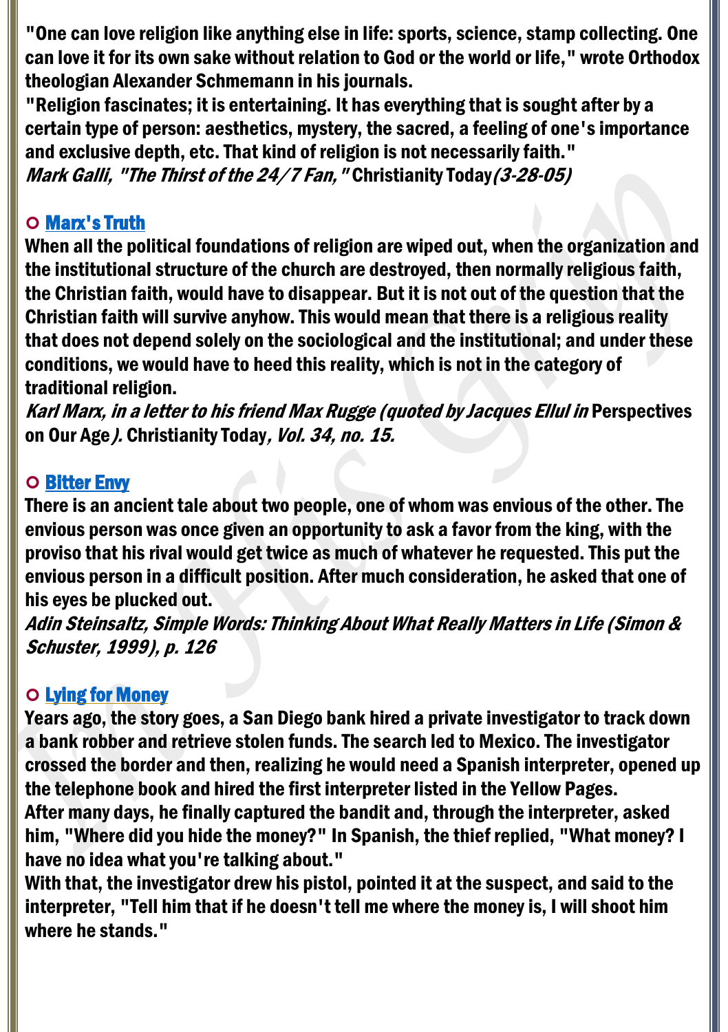"One can love religion like anything else in life: sports, science, stamp collecting. One can love it for its own sake without relation to God or the world or life," wrote Orthodox theologian Alexander Schmemann in his journals.

"Religion fascinates; it is entertaining. It has everything that is sought after by a certain type of person: aesthetics, mystery, the sacred, a feeling of one's importance and exclusive depth, etc. That kind of religion is not necessarily faith."

*Mark Galli, "The Thirst of the 24/7 Fan,"* Christianity Today *(3-28-05)*

### ○ Marx's Truth

When all the political foundations of religion are wiped out, when the organization and the institutional structure of the church are destroyed, then normally religious faith, the Christian faith, would have to disappear. But it is not out of the question that the Christian faith will survive anyhow. This would mean that there is a religious reality that does not depend solely on the sociological and the institutional; and under these conditions, we would have to heed this reality, which is not in the category of traditional religion.

*Karl Marx, in a letter to his friend Max Rugge (quoted by Jacques Ellul in* Perspectives on Our Age*).* Christianity Today*, Vol. 34, no. 15.*

### ○ Bitter Envy

There is an ancient tale about two people, one of whom was envious of the other. The envious person was once given an opportunity to ask a favor from the king, with the proviso that his rival would get twice as much of whatever he requested. This put the envious person in a difficult position. After much consideration, he asked that one of his eyes be plucked out.

*Adin Steinsaltz, Simple Words: Thinking About What Really Matters in Life (Simon & Schuster, 1999), p. 126*

### ○ Lying for Money

Years ago, the story goes, a San Diego bank hired a private investigator to track down a bank robber and retrieve stolen funds. The search led to Mexico. The investigator crossed the border and then, realizing he would need a Spanish interpreter, opened up the telephone book and hired the first interpreter listed in the Yellow Pages.

After many days, he finally captured the bandit and, through the interpreter, asked him, "Where did you hide the money?" In Spanish, the thief replied, "What money? I have no idea what you're talking about."

With that, the investigator drew his pistol, pointed it at the suspect, and said to the interpreter, "Tell him that if he doesn't tell me where the money is, I will shoot him where he stands."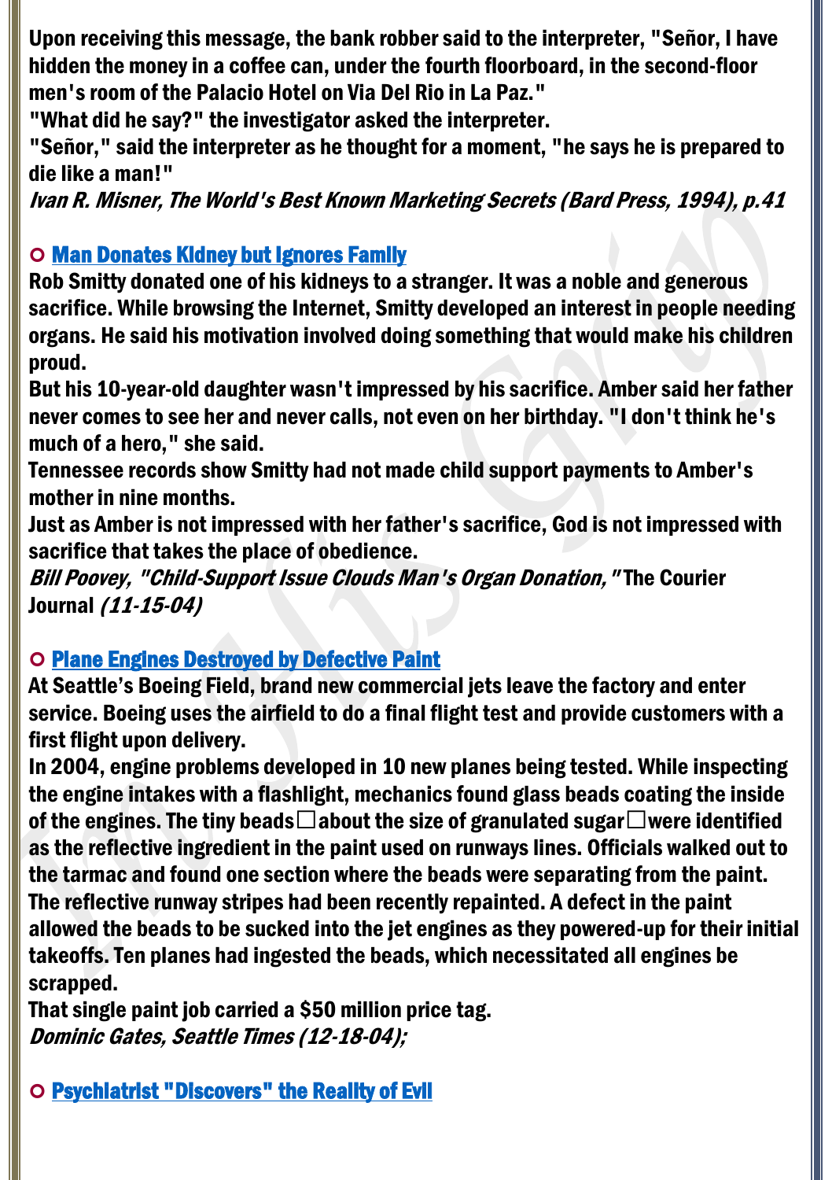Upon receiving this message, the bank robber said to the interpreter, "Señor, I have hidden the money in a coffee can, under the fourth floorboard, in the second-floor men's room of the Palacio Hotel on Via Del Rio in La Paz."

"What did he say?" the investigator asked the interpreter.

"Señor," said the interpreter as he thought for a moment, "he says he is prepared to die like a man!"

*Ivan R. Misner, The World's Best Known Marketing Secrets (Bard Press, 1994), p.41*

### ○ Man Donates Kidney but Ignores Family

Rob Smitty donated one of his kidneys to a stranger. It was a noble and generous sacrifice. While browsing the Internet, Smitty developed an interest in people needing organs. He said his motivation involved doing something that would make his children proud.

But his 10-year-old daughter wasn't impressed by his sacrifice. Amber said her father never comes to see her and never calls, not even on her birthday. "I don't think he's much of a hero," she said.

Tennessee records show Smitty had not made child support payments to Amber's mother in nine months.

Just as Amber is not impressed with her father's sacrifice, God is not impressed with sacrifice that takes the place of obedience.

*Bill Poovey, "Child-Support Issue Clouds Man's Organ Donation,"* The Courier Journal *(11-15-04)*

### ○ Plane Engines Destroyed by Defective Paint

At Seattle's Boeing Field, brand new commercial jets leave the factory and enter service. Boeing uses the airfield to do a final flight test and provide customers with a first flight upon delivery.

In 2004, engine problems developed in 10 new planes being tested. While inspecting the engine intakes with a flashlight, mechanics found glass beads coating the inside of the engines. The tiny beads□about the size of granulated sugar□were identified as the reflective ingredient in the paint used on runways lines. Officials walked out to the tarmac and found one section where the beads were separating from the paint. The reflective runway stripes had been recently repainted. A defect in the paint allowed the beads to be sucked into the jet engines as they powered-up for their initial takeoffs. Ten planes had ingested the beads, which necessitated all engines be scrapped.

That single paint job carried a $50 million price tag.

*Dominic Gates, Seattle Times (12-18-04);*

### ○ Psychiatrist "Discovers" the Reality of Evil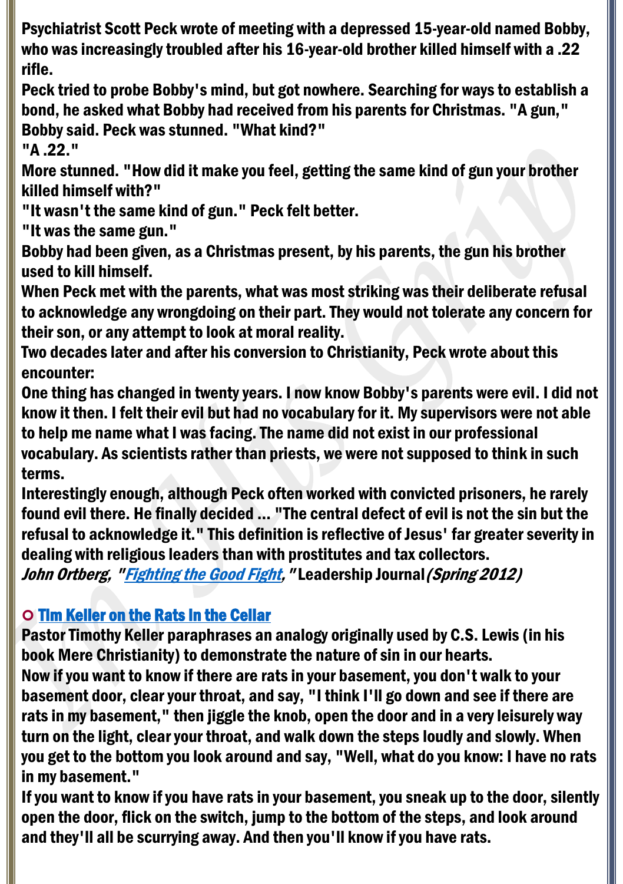Psychiatrist Scott Peck wrote of meeting with a depressed 15-year-old named Bobby, who was increasingly troubled after his 16-year-old brother killed himself with a .22 rifle.

Peck tried to probe Bobby's mind, but got nowhere. Searching for ways to establish a bond, he asked what Bobby had received from his parents for Christmas. "A gun," Bobby said. Peck was stunned. "What kind?"

"A .22."

More stunned. "How did it make you feel, getting the same kind of gun your brother killed himself with?"

"It wasn't the same kind of gun." Peck felt better.

"It was the same gun."

Bobby had been given, as a Christmas present, by his parents, the gun his brother used to kill himself.

When Peck met with the parents, what was most striking was their deliberate refusal to acknowledge any wrongdoing on their part. They would not tolerate any concern for their son, or any attempt to look at moral reality.

Two decades later and after his conversion to Christianity, Peck wrote about this encounter:

One thing has changed in twenty years. I now know Bobby's parents were evil. I did not know it then. I felt their evil but had no vocabulary for it. My supervisors were not able to help me name what I was facing. The name did not exist in our professional vocabulary. As scientists rather than priests, we were not supposed to think in such terms.

Interestingly enough, although Peck often worked with convicted prisoners, he rarely found evil there. He finally decided ... "The central defect of evil is not the sin but the refusal to acknowledge it." This definition is reflective of Jesus' far greater severity in dealing with religious leaders than with prostitutes and tax collectors.

*John Ortberg, "Fighting the Good Fight,"* Leadership Journal *(Spring 2012)*

- Tim Keller on the Rats In the Cellar

Pastor Timothy Keller paraphrases an analogy originally used by C.S. Lewis (in his book Mere Christianity) to demonstrate the nature of sin in our hearts.

Now if you want to know if there are rats in your basement, you don't walk to your basement door, clear your throat, and say, "I think I'll go down and see if there are rats in my basement," then jiggle the knob, open the door and in a very leisurely way turn on the light, clear your throat, and walk down the steps loudly and slowly. When you get to the bottom you look around and say, "Well, what do you know: I have no rats in my basement."

If you want to know if you have rats in your basement, you sneak up to the door, silently open the door, flick on the switch, jump to the bottom of the steps, and look around and they'll all be scurrying away. And then you'll know if you have rats.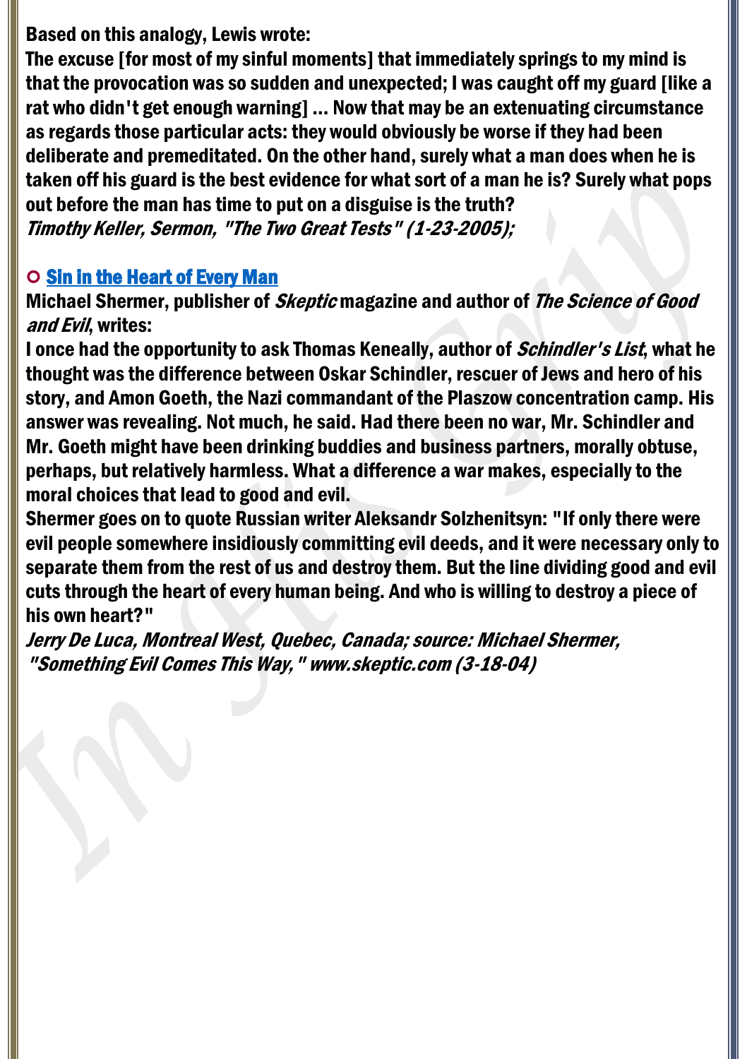**Based on this analogy, Lewis wrote:**

**The excuse [for most of my sinful moments] that immediately springs to my mind is that the provocation was so sudden and unexpected; I was caught off my guard [like a rat who didn't get enough warning] ... Now that may be an extenuating circumstance as regards those particular acts: they would obviously be worse if they had been deliberate and premeditated. On the other hand, surely what a man does when he is taken off his guard is the best evidence for what sort of a man he is? Surely what pops out before the man has time to put on a disguise is the truth?**

***Timothy Keller, Sermon, "The Two Great Tests" (1-23-2005);***

- **Sin in the Heart of Every Man**

**Michael Shermer, publisher of *Skeptic* magazine and author of *The Science of Good and Evil*, writes:**

**I once had the opportunity to ask Thomas Keneally, author of *Schindler's List*, what he thought was the difference between Oskar Schindler, rescuer of Jews and hero of his story, and Amon Goeth, the Nazi commandant of the Plaszow concentration camp. His answer was revealing. Not much, he said. Had there been no war, Mr. Schindler and Mr. Goeth might have been drinking buddies and business partners, morally obtuse, perhaps, but relatively harmless. What a difference a war makes, especially to the moral choices that lead to good and evil.**

**Shermer goes on to quote Russian writer Aleksandr Solzhenitsyn: "If only there were evil people somewhere insidiously committing evil deeds, and it were necessary only to separate them from the rest of us and destroy them. But the line dividing good and evil cuts through the heart of every human being. And who is willing to destroy a piece of his own heart?"**

***Jerry De Luca, Montreal West, Quebec, Canada; source: Michael Shermer, "Something Evil Comes This Way," www.skeptic.com (3-18-04)***